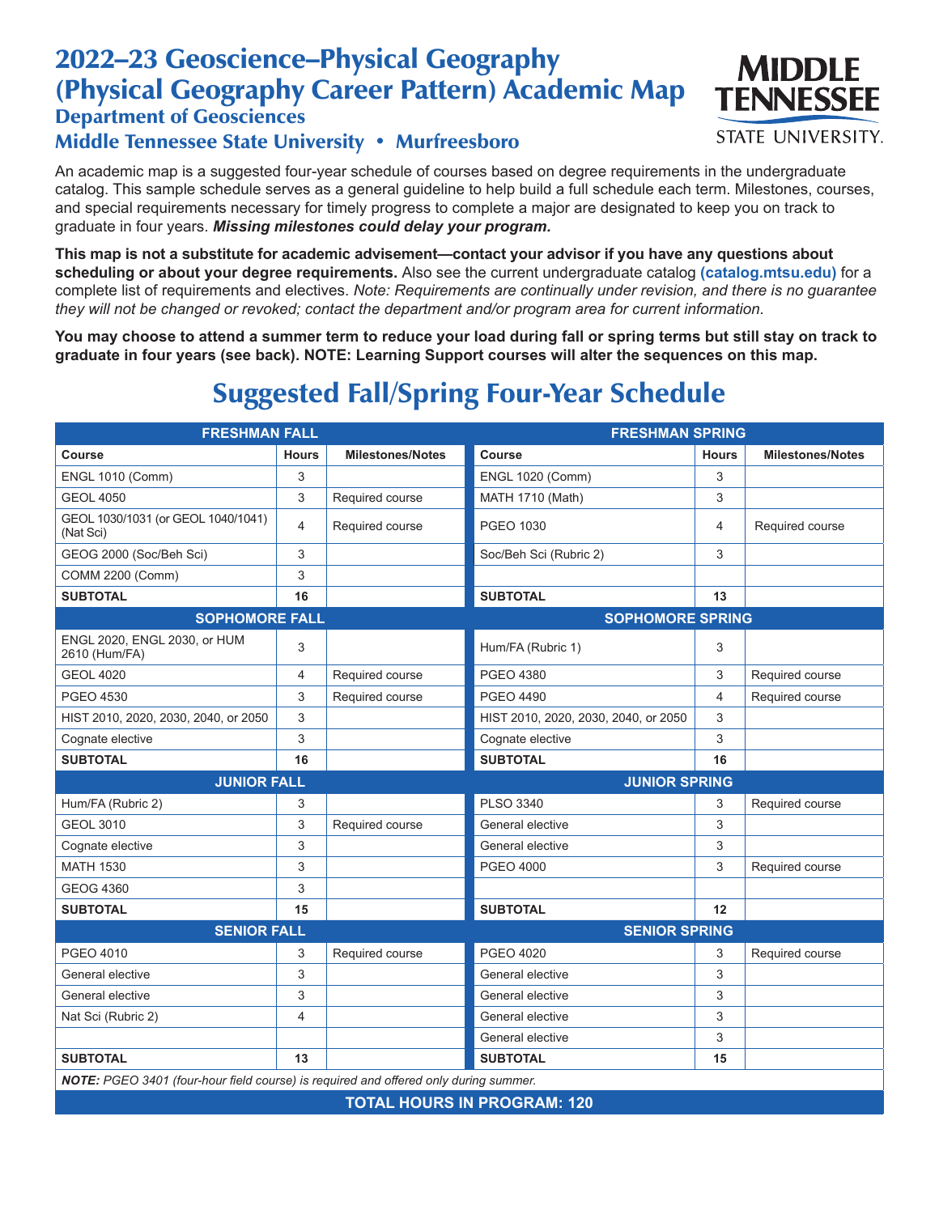# 2022–23 Geoscience–Physical Geography (Physical Geography Career Pattern) Academic Map

## Department of Geosciences

## Middle Tennessee State University • Murfreesboro

MIDDLE TENNESSEE STATE UNIVERSITY.

An academic map is a suggested four-year schedule of courses based on degree requirements in the undergraduate catalog. This sample schedule serves as a general guideline to help build a full schedule each term. Milestones, courses, and special requirements necessary for timely progress to complete a major are designated to keep you on track to graduate in four years. ***Missing milestones could delay your program.***

**This map is not a substitute for academic advisement—contact your advisor if you have any questions about scheduling or about your degree requirements.** Also see the current undergraduate catalog **(catalog.mtsu.edu)** for a complete list of requirements and electives. *Note: Requirements are continually under revision, and there is no guarantee they will not be changed or revoked; contact the department and/or program area for current information.*

**You may choose to attend a summer term to reduce your load during fall or spring terms but still stay on track to graduate in four years (see back). NOTE: Learning Support courses will alter the sequences on this map.**

## Suggested Fall/Spring Four-Year Schedule

| FRESHMAN FALL | | | FRESHMAN SPRING | | |
|---|---|---|---|---|---|
| **Course** | **Hours** | **Milestones/Notes** | **Course** | **Hours** | **Milestones/Notes** |
| ENGL 1010 (Comm) | 3 | | ENGL 1020 (Comm) | 3 | |
| GEOL 4050 | 3 | Required course | MATH 1710 (Math) | 3 | |
| GEOL 1030/1031 (or GEOL 1040/1041) (Nat Sci) | 4 | Required course | PGEO 1030 | 4 | Required course |
| GEOG 2000 (Soc/Beh Sci) | 3 | | Soc/Beh Sci (Rubric 2) | 3 | |
| COMM 2200 (Comm) | 3 | | | | |
| **SUBTOTAL** | **16** | | **SUBTOTAL** | **13** | |
| **SOPHOMORE FALL** | | | **SOPHOMORE SPRING** | | |
| ENGL 2020, ENGL 2030, or HUM 2610 (Hum/FA) | 3 | | Hum/FA (Rubric 1) | 3 | |
| GEOL 4020 | 4 | Required course | PGEO 4380 | 3 | Required course |
| PGEO 4530 | 3 | Required course | PGEO 4490 | 4 | Required course |
| HIST 2010, 2020, 2030, 2040, or 2050 | 3 | | HIST 2010, 2020, 2030, 2040, or 2050 | 3 | |
| Cognate elective | 3 | | Cognate elective | 3 | |
| **SUBTOTAL** | **16** | | **SUBTOTAL** | **16** | |
| **JUNIOR FALL** | | | **JUNIOR SPRING** | | |
| Hum/FA (Rubric 2) | 3 | | PLSO 3340 | 3 | Required course |
| GEOL 3010 | 3 | Required course | General elective | 3 | |
| Cognate elective | 3 | | General elective | 3 | |
| MATH 1530 | 3 | | PGEO 4000 | 3 | Required course |
| GEOG 4360 | 3 | | | | |
| **SUBTOTAL** | **15** | | **SUBTOTAL** | **12** | |
| **SENIOR FALL** | | | **SENIOR SPRING** | | |
| PGEO 4010 | 3 | Required course | PGEO 4020 | 3 | Required course |
| General elective | 3 | | General elective | 3 | |
| General elective | 3 | | General elective | 3 | |
| Nat Sci (Rubric 2) | 4 | | General elective | 3 | |
| | | | General elective | 3 | |
| **SUBTOTAL** | **13** | | **SUBTOTAL** | **15** | |

***NOTE:*** *PGEO 3401 (four-hour field course) is required and offered only during summer.*

**TOTAL HOURS IN PROGRAM: 120**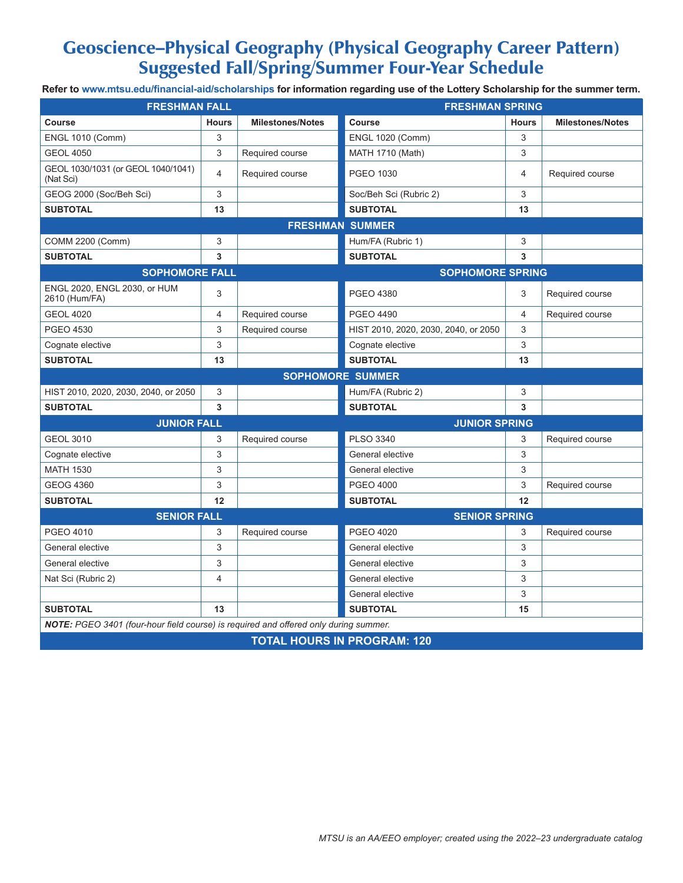# Geoscience–Physical Geography (Physical Geography Career Pattern) Suggested Fall/Spring/Summer Four-Year Schedule

**Refer to www.mtsu.edu/financial-aid/scholarships for information regarding use of the Lottery Scholarship for the summer term.**

| **FRESHMAN FALL** | | | **FRESHMAN SPRING** | | |
|---|---|---|---|---|---|
| **Course** | **Hours** | **Milestones/Notes** | **Course** | **Hours** | **Milestones/Notes** |
| ENGL 1010 (Comm) | 3 | | ENGL 1020 (Comm) | 3 | |
| GEOL 4050 | 3 | Required course | MATH 1710 (Math) | 3 | |
| GEOL 1030/1031 (or GEOL 1040/1041) (Nat Sci) | 4 | Required course | PGEO 1030 | 4 | Required course |
| GEOG 2000 (Soc/Beh Sci) | 3 | | Soc/Beh Sci (Rubric 2) | 3 | |
| **SUBTOTAL** | **13** | | **SUBTOTAL** | **13** | |
| **FRESHMAN SUMMER** | | | | | |
| COMM 2200 (Comm) | 3 | | Hum/FA (Rubric 1) | 3 | |
| **SUBTOTAL** | **3** | | **SUBTOTAL** | **3** | |
| **SOPHOMORE FALL** | | | **SOPHOMORE SPRING** | | |
| ENGL 2020, ENGL 2030, or HUM 2610 (Hum/FA) | 3 | | PGEO 4380 | 3 | Required course |
| GEOL 4020 | 4 | Required course | PGEO 4490 | 4 | Required course |
| PGEO 4530 | 3 | Required course | HIST 2010, 2020, 2030, 2040, or 2050 | 3 | |
| Cognate elective | 3 | | Cognate elective | 3 | |
| **SUBTOTAL** | **13** | | **SUBTOTAL** | **13** | |
| **SOPHOMORE SUMMER** | | | | | |
| HIST 2010, 2020, 2030, 2040, or 2050 | 3 | | Hum/FA (Rubric 2) | 3 | |
| **SUBTOTAL** | **3** | | **SUBTOTAL** | **3** | |
| **JUNIOR FALL** | | | **JUNIOR SPRING** | | |
| GEOL 3010 | 3 | Required course | PLSO 3340 | 3 | Required course |
| Cognate elective | 3 | | General elective | 3 | |
| MATH 1530 | 3 | | General elective | 3 | |
| GEOG 4360 | 3 | | PGEO 4000 | 3 | Required course |
| **SUBTOTAL** | **12** | | **SUBTOTAL** | **12** | |
| **SENIOR FALL** | | | **SENIOR SPRING** | | |
| PGEO 4010 | 3 | Required course | PGEO 4020 | 3 | Required course |
| General elective | 3 | | General elective | 3 | |
| General elective | 3 | | General elective | 3 | |
| Nat Sci (Rubric 2) | 4 | | General elective | 3 | |
| | | | General elective | 3 | |
| **SUBTOTAL** | **13** | | **SUBTOTAL** | **15** | |

***NOTE:*** *PGEO 3401 (four-hour field course) is required and offered only during summer.*

**TOTAL HOURS IN PROGRAM: 120**

*MTSU is an AA/EEO employer; created using the 2022–23 undergraduate catalog*